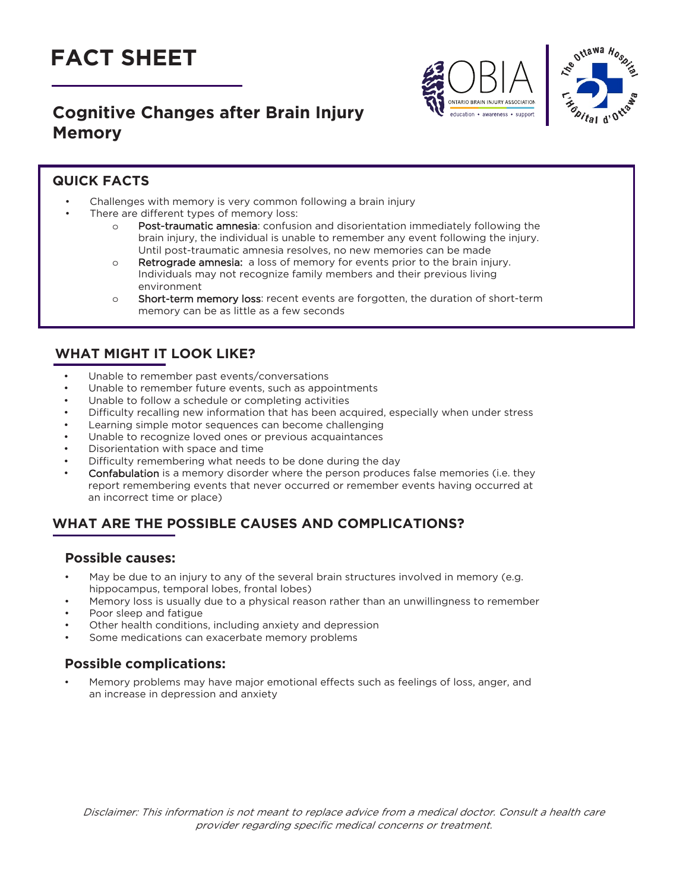# FACT SHEET

## Cognitive Changes after Brain Injury
## Memory

### QUICK FACTS

- Challenges with memory is very common following a brain injury
- There are different types of memory loss:
  - Post-traumatic amnesia: confusion and disorientation immediately following the brain injury, the individual is unable to remember any event following the injury. Until post-traumatic amnesia resolves, no new memories can be made
  - Retrograde amnesia: a loss of memory for events prior to the brain injury. Individuals may not recognize family members and their previous living environment
  - Short-term memory loss: recent events are forgotten, the duration of short-term memory can be as little as a few seconds

### WHAT MIGHT IT LOOK LIKE?

- Unable to remember past events/conversations
- Unable to remember future events, such as appointments
- Unable to follow a schedule or completing activities
- Difficulty recalling new information that has been acquired, especially when under stress
- Learning simple motor sequences can become challenging
- Unable to recognize loved ones or previous acquaintances
- Disorientation with space and time
- Difficulty remembering what needs to be done during the day
- Confabulation is a memory disorder where the person produces false memories (i.e. they report remembering events that never occurred or remember events having occurred at an incorrect time or place)

### WHAT ARE THE POSSIBLE CAUSES AND COMPLICATIONS?

#### Possible causes:

- May be due to an injury to any of the several brain structures involved in memory (e.g. hippocampus, temporal lobes, frontal lobes)
- Memory loss is usually due to a physical reason rather than an unwillingness to remember
- Poor sleep and fatigue
- Other health conditions, including anxiety and depression
- Some medications can exacerbate memory problems

#### Possible complications:

- Memory problems may have major emotional effects such as feelings of loss, anger, and an increase in depression and anxiety

*Disclaimer: This information is not meant to replace advice from a medical doctor. Consult a health care provider regarding specific medical concerns or treatment.*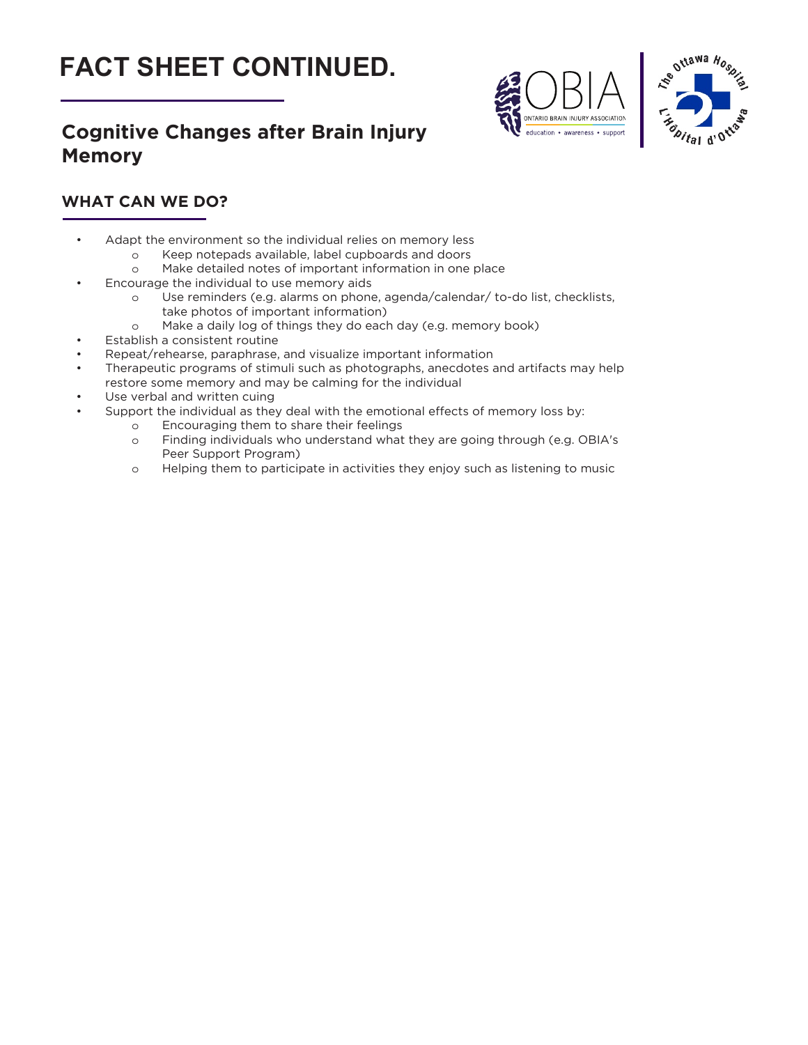# FACT SHEET CONTINUED.

## Cognitive Changes after Brain Injury Memory

### WHAT CAN WE DO?

- Adapt the environment so the individual relies on memory less
  - Keep notepads available, label cupboards and doors
  - Make detailed notes of important information in one place
- Encourage the individual to use memory aids
  - Use reminders (e.g. alarms on phone, agenda/calendar/ to-do list, checklists, take photos of important information)
  - Make a daily log of things they do each day (e.g. memory book)
- Establish a consistent routine
- Repeat/rehearse, paraphrase, and visualize important information
- Therapeutic programs of stimuli such as photographs, anecdotes and artifacts may help restore some memory and may be calming for the individual
- Use verbal and written cuing
- Support the individual as they deal with the emotional effects of memory loss by:
  - Encouraging them to share their feelings
  - Finding individuals who understand what they are going through (e.g. OBIA's Peer Support Program)
  - Helping them to participate in activities they enjoy such as listening to music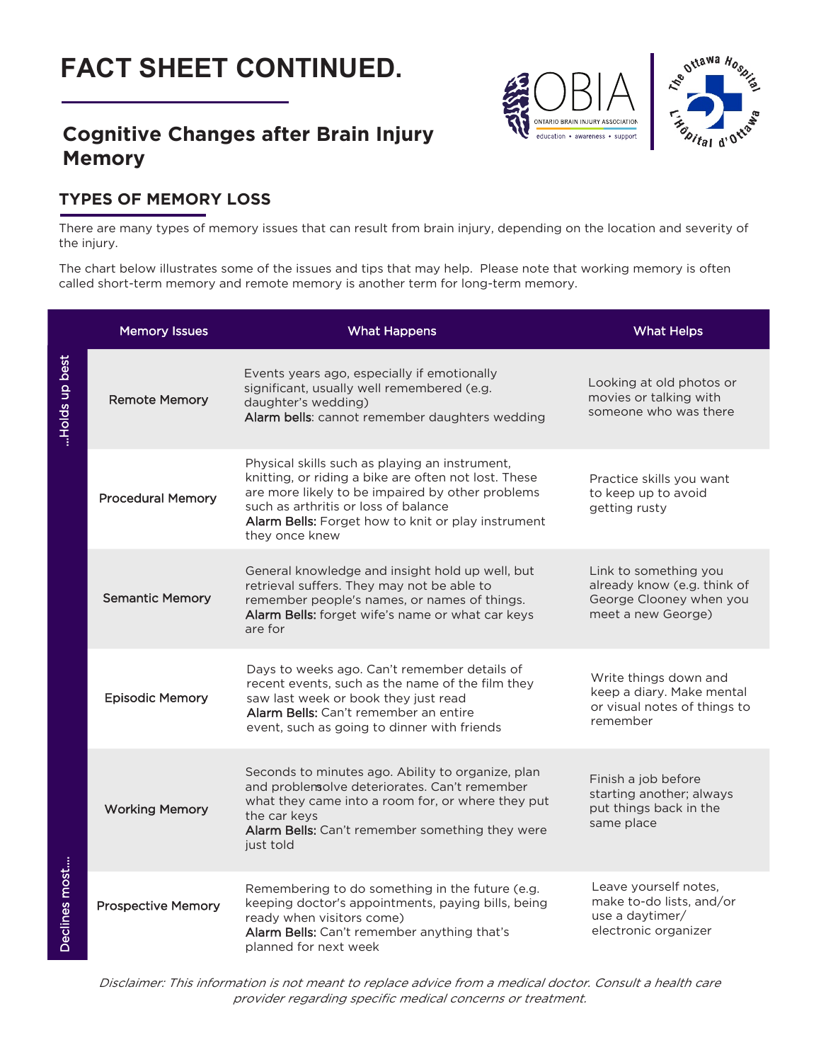# FACT SHEET CONTINUED.

## Cognitive Changes after Brain Injury Memory

### TYPES OF MEMORY LOSS

There are many types of memory issues that can result from brain injury, depending on the location and severity of the injury.

The chart below illustrates some of the issues and tips that may help. Please note that working memory is often called short-term memory and remote memory is another term for long-term memory.

| | Memory Issues | What Happens | What Helps |
|---|---|---|---|
| ...Holds up best | Remote Memory | Events years ago, especially if emotionally significant, usually well remembered (e.g. daughter's wedding) **Alarm bells**: cannot remember daughters wedding | Looking at old photos or movies or talking with someone who was there |
| | Procedural Memory | Physical skills such as playing an instrument, knitting, or riding a bike are often not lost. These are more likely to be impaired by other problems such as arthritis or loss of balance **Alarm Bells:** Forget how to knit or play instrument they once knew | Practice skills you want to keep up to avoid getting rusty |
| | Semantic Memory | General knowledge and insight hold up well, but retrieval suffers. They may not be able to remember people's names, or names of things. **Alarm Bells:** forget wife's name or what car keys are for | Link to something you already know (e.g. think of George Clooney when you meet a new George) |
| | Episodic Memory | Days to weeks ago. Can't remember details of recent events, such as the name of the film they saw last week or book they just read **Alarm Bells:** Can't remember an entire event, such as going to dinner with friends | Write things down and keep a diary. Make mental or visual notes of things to remember |
| | Working Memory | Seconds to minutes ago. Ability to organize, plan and problem solve deteriorates. Can't remember what they came into a room for, or where they put the car keys **Alarm Bells:** Can't remember something they were just told | Finish a job before starting another; always put things back in the same place |
| Declines most.... | Prospective Memory | Remembering to do something in the future (e.g. keeping doctor's appointments, paying bills, being ready when visitors come) **Alarm Bells:** Can't remember anything that's planned for next week | Leave yourself notes, make to-do lists, and/or use a daytimer/ electronic organizer |

*Disclaimer: This information is not meant to replace advice from a medical doctor. Consult a health care provider regarding specific medical concerns or treatment.*